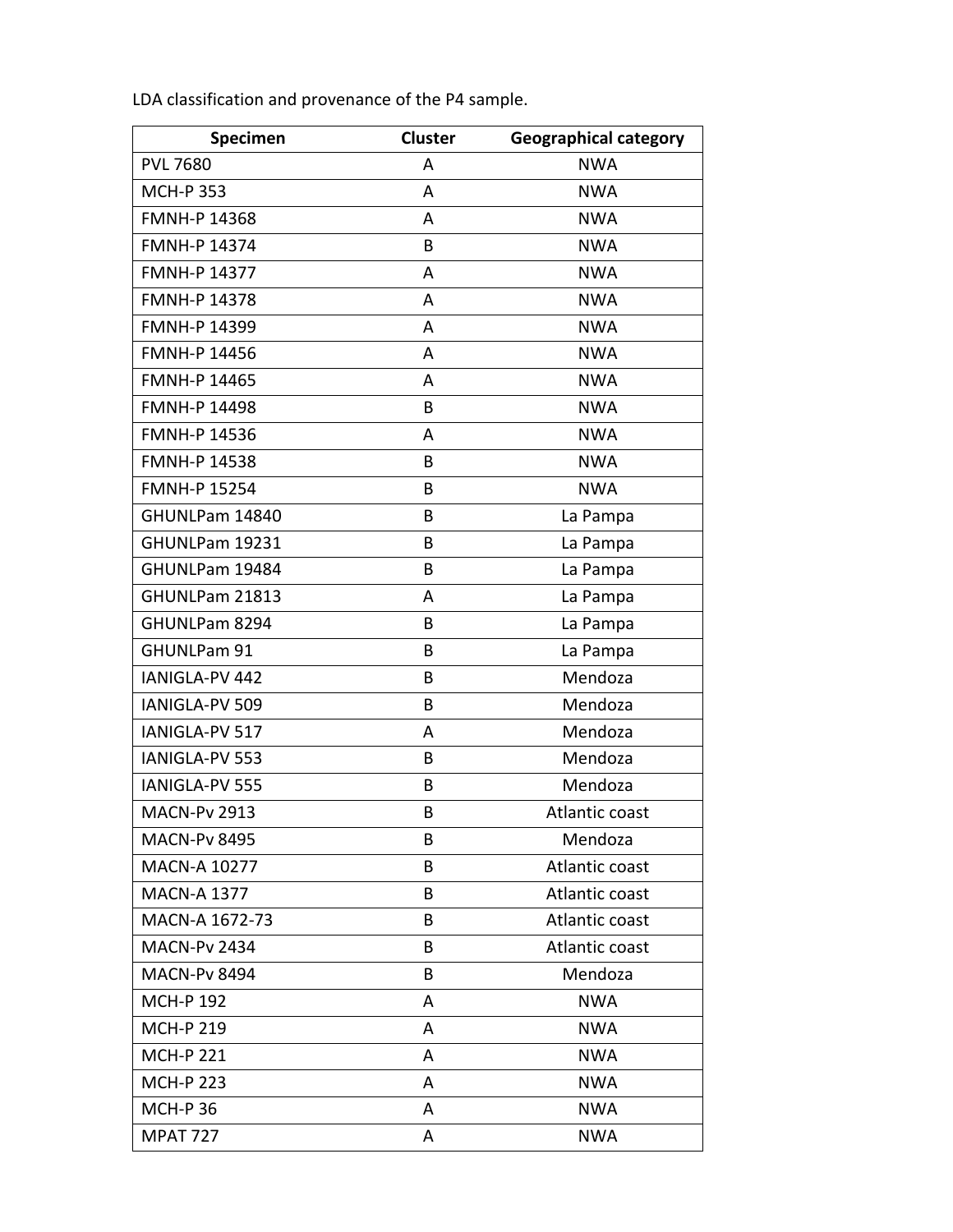LDA classification and provenance of the P4 sample.

| Specimen | Cluster | Geographical category |
| --- | --- | --- |
| PVL 7680 | A | NWA |
| MCH-P 353 | A | NWA |
| FMNH-P 14368 | A | NWA |
| FMNH-P 14374 | B | NWA |
| FMNH-P 14377 | A | NWA |
| FMNH-P 14378 | A | NWA |
| FMNH-P 14399 | A | NWA |
| FMNH-P 14456 | A | NWA |
| FMNH-P 14465 | A | NWA |
| FMNH-P 14498 | B | NWA |
| FMNH-P 14536 | A | NWA |
| FMNH-P 14538 | B | NWA |
| FMNH-P 15254 | B | NWA |
| GHUNLPam 14840 | B | La Pampa |
| GHUNLPam 19231 | B | La Pampa |
| GHUNLPam 19484 | B | La Pampa |
| GHUNLPam 21813 | A | La Pampa |
| GHUNLPam 8294 | B | La Pampa |
| GHUNLPam 91 | B | La Pampa |
| IANIGLA-PV 442 | B | Mendoza |
| IANIGLA-PV 509 | B | Mendoza |
| IANIGLA-PV 517 | A | Mendoza |
| IANIGLA-PV 553 | B | Mendoza |
| IANIGLA-PV 555 | B | Mendoza |
| MACN-Pv 2913 | B | Atlantic coast |
| MACN-Pv 8495 | B | Mendoza |
| MACN-A 10277 | B | Atlantic coast |
| MACN-A 1377 | B | Atlantic coast |
| MACN-A 1672-73 | B | Atlantic coast |
| MACN-Pv 2434 | B | Atlantic coast |
| MACN-Pv 8494 | B | Mendoza |
| MCH-P 192 | A | NWA |
| MCH-P 219 | A | NWA |
| MCH-P 221 | A | NWA |
| MCH-P 223 | A | NWA |
| MCH-P 36 | A | NWA |
| MPAT 727 | A | NWA |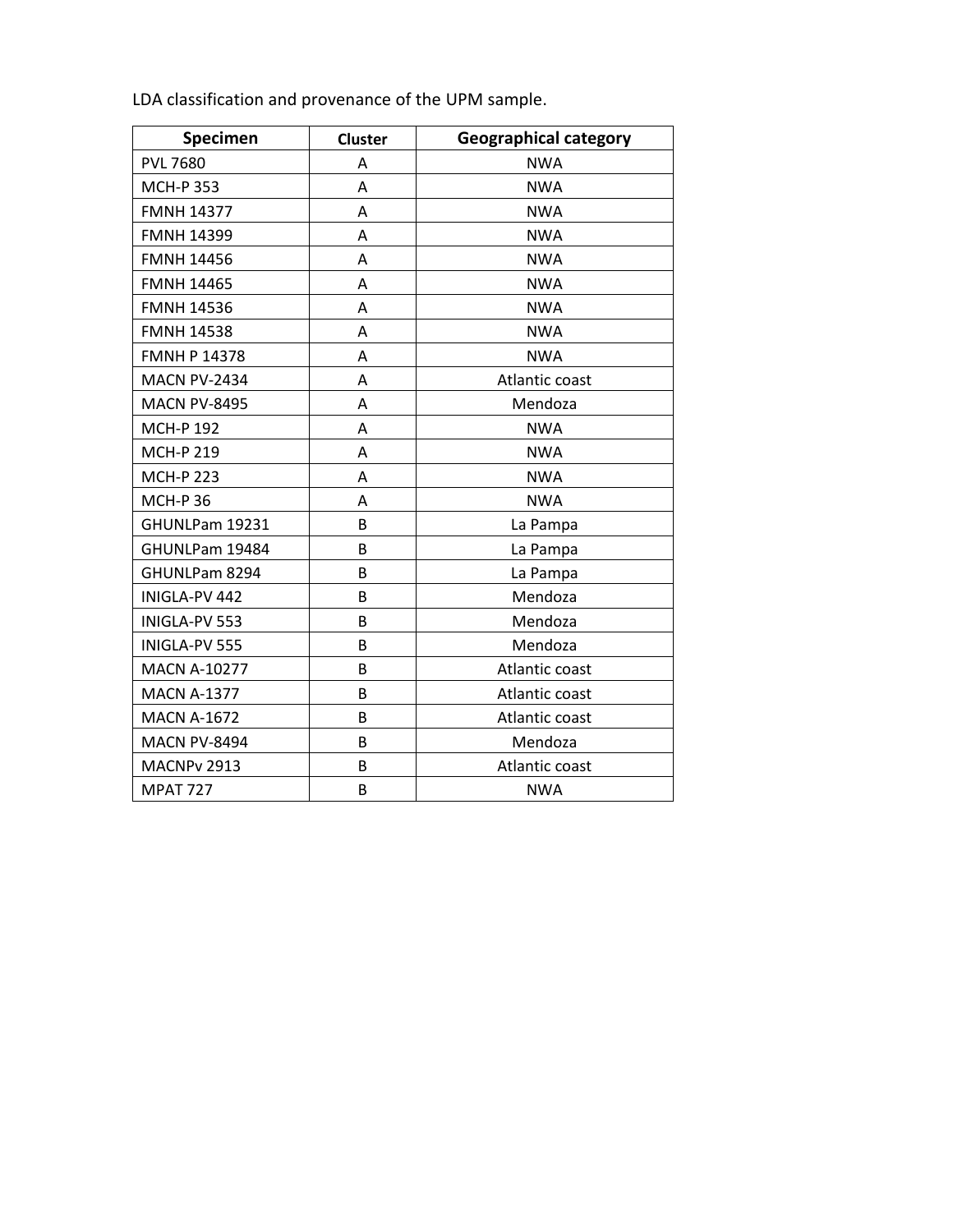LDA classification and provenance of the UPM sample.

| Specimen | Cluster | Geographical category |
|---|---|---|
| PVL 7680 | A | NWA |
| MCH-P 353 | A | NWA |
| FMNH 14377 | A | NWA |
| FMNH 14399 | A | NWA |
| FMNH 14456 | A | NWA |
| FMNH 14465 | A | NWA |
| FMNH 14536 | A | NWA |
| FMNH 14538 | A | NWA |
| FMNH P 14378 | A | NWA |
| MACN PV-2434 | A | Atlantic coast |
| MACN PV-8495 | A | Mendoza |
| MCH-P 192 | A | NWA |
| MCH-P 219 | A | NWA |
| MCH-P 223 | A | NWA |
| MCH-P 36 | A | NWA |
| GHUNLPam 19231 | B | La Pampa |
| GHUNLPam 19484 | B | La Pampa |
| GHUNLPam 8294 | B | La Pampa |
| INIGLA-PV 442 | B | Mendoza |
| INIGLA-PV 553 | B | Mendoza |
| INIGLA-PV 555 | B | Mendoza |
| MACN A-10277 | B | Atlantic coast |
| MACN A-1377 | B | Atlantic coast |
| MACN A-1672 | B | Atlantic coast |
| MACN PV-8494 | B | Mendoza |
| MACNPv 2913 | B | Atlantic coast |
| MPAT 727 | B | NWA |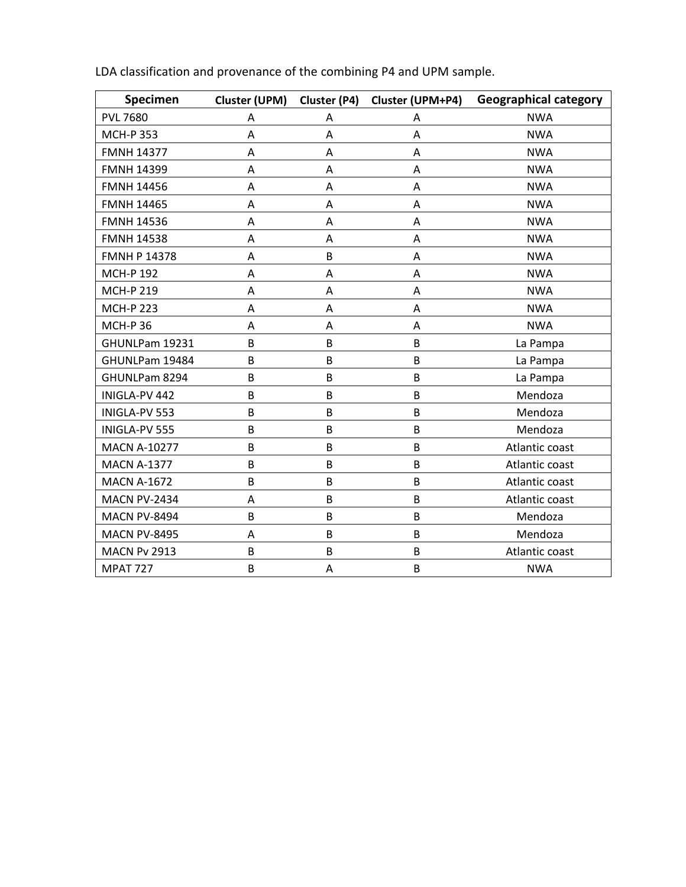LDA classification and provenance of the combining P4 and UPM sample.

| Specimen | Cluster (UPM) | Cluster (P4) | Cluster (UPM+P4) | Geographical category |
|---|---|---|---|---|
| PVL 7680 | A | A | A | NWA |
| MCH-P 353 | A | A | A | NWA |
| FMNH 14377 | A | A | A | NWA |
| FMNH 14399 | A | A | A | NWA |
| FMNH 14456 | A | A | A | NWA |
| FMNH 14465 | A | A | A | NWA |
| FMNH 14536 | A | A | A | NWA |
| FMNH 14538 | A | A | A | NWA |
| FMNH P 14378 | A | B | A | NWA |
| MCH-P 192 | A | A | A | NWA |
| MCH-P 219 | A | A | A | NWA |
| MCH-P 223 | A | A | A | NWA |
| MCH-P 36 | A | A | A | NWA |
| GHUNLPam 19231 | B | B | B | La Pampa |
| GHUNLPam 19484 | B | B | B | La Pampa |
| GHUNLPam 8294 | B | B | B | La Pampa |
| INIGLA-PV 442 | B | B | B | Mendoza |
| INIGLA-PV 553 | B | B | B | Mendoza |
| INIGLA-PV 555 | B | B | B | Mendoza |
| MACN A-10277 | B | B | B | Atlantic coast |
| MACN A-1377 | B | B | B | Atlantic coast |
| MACN A-1672 | B | B | B | Atlantic coast |
| MACN PV-2434 | A | B | B | Atlantic coast |
| MACN PV-8494 | B | B | B | Mendoza |
| MACN PV-8495 | A | B | B | Mendoza |
| MACN Pv 2913 | B | B | B | Atlantic coast |
| MPAT 727 | B | A | B | NWA |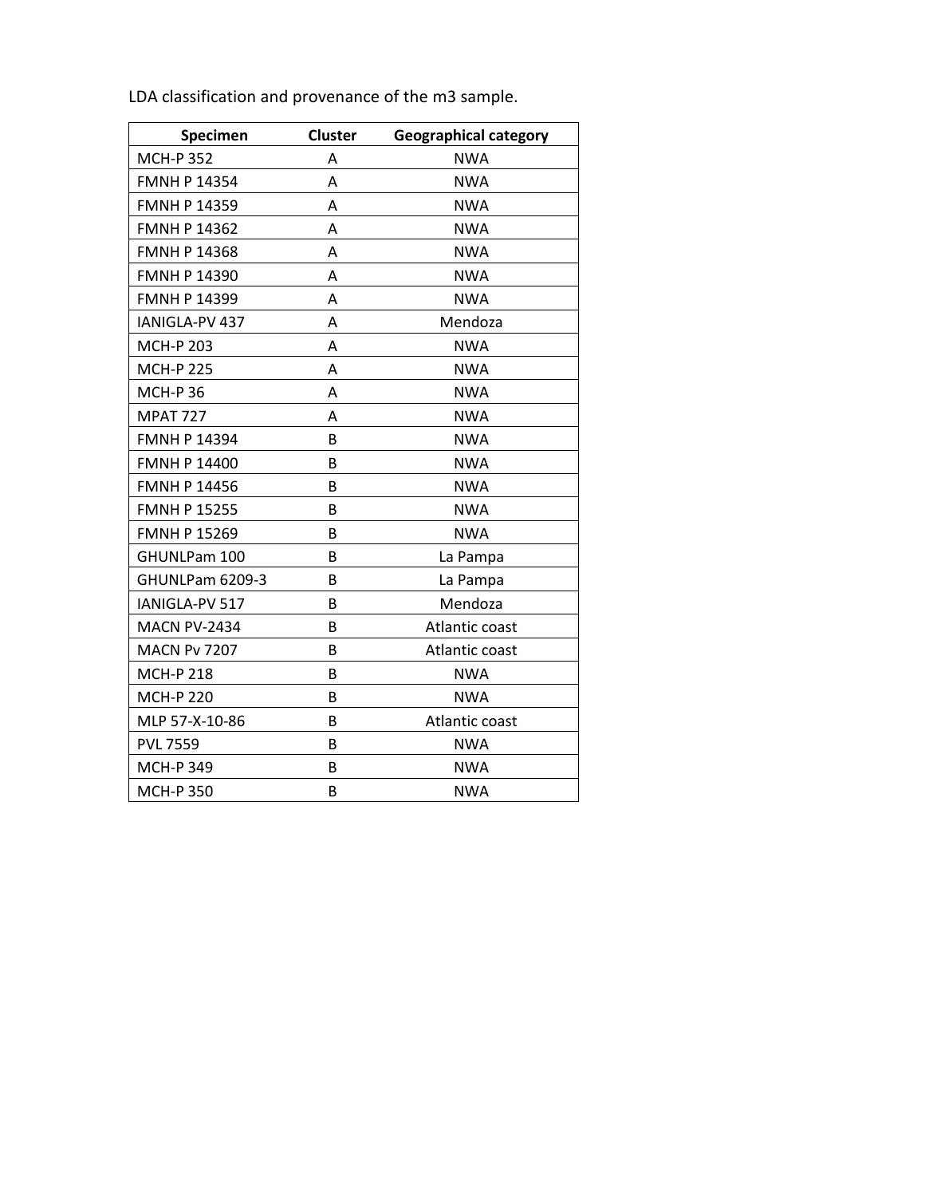LDA classification and provenance of the m3 sample.

| Specimen | Cluster | Geographical category |
|---|---|---|
| MCH-P 352 | A | NWA |
| FMNH P 14354 | A | NWA |
| FMNH P 14359 | A | NWA |
| FMNH P 14362 | A | NWA |
| FMNH P 14368 | A | NWA |
| FMNH P 14390 | A | NWA |
| FMNH P 14399 | A | NWA |
| IANIGLA-PV 437 | A | Mendoza |
| MCH-P 203 | A | NWA |
| MCH-P 225 | A | NWA |
| MCH-P 36 | A | NWA |
| MPAT 727 | A | NWA |
| FMNH P 14394 | B | NWA |
| FMNH P 14400 | B | NWA |
| FMNH P 14456 | B | NWA |
| FMNH P 15255 | B | NWA |
| FMNH P 15269 | B | NWA |
| GHUNLPam 100 | B | La Pampa |
| GHUNLPam 6209-3 | B | La Pampa |
| IANIGLA-PV 517 | B | Mendoza |
| MACN PV-2434 | B | Atlantic coast |
| MACN Pv 7207 | B | Atlantic coast |
| MCH-P 218 | B | NWA |
| MCH-P 220 | B | NWA |
| MLP 57-X-10-86 | B | Atlantic coast |
| PVL 7559 | B | NWA |
| MCH-P 349 | B | NWA |
| MCH-P 350 | B | NWA |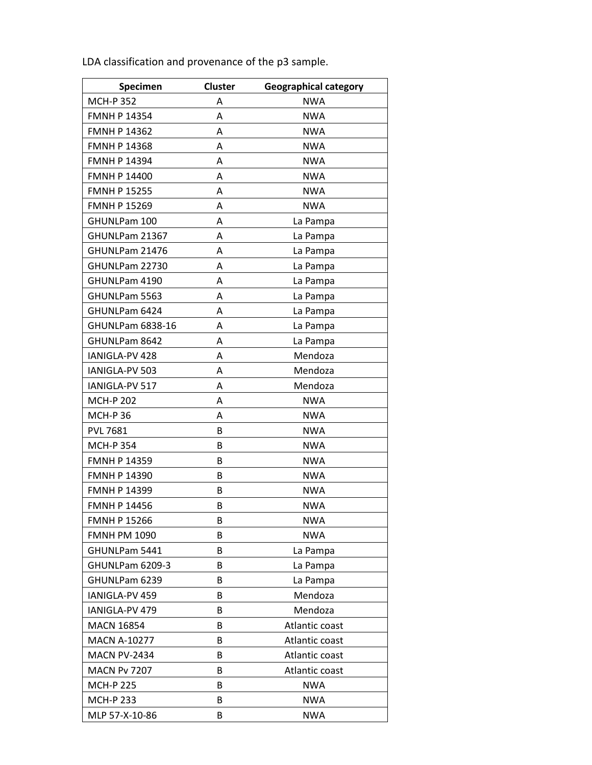LDA classification and provenance of the p3 sample.

| Specimen | Cluster | Geographical category |
|---|---|---|
| MCH-P 352 | A | NWA |
| FMNH P 14354 | A | NWA |
| FMNH P 14362 | A | NWA |
| FMNH P 14368 | A | NWA |
| FMNH P 14394 | A | NWA |
| FMNH P 14400 | A | NWA |
| FMNH P 15255 | A | NWA |
| FMNH P 15269 | A | NWA |
| GHUNLPam 100 | A | La Pampa |
| GHUNLPam 21367 | A | La Pampa |
| GHUNLPam 21476 | A | La Pampa |
| GHUNLPam 22730 | A | La Pampa |
| GHUNLPam 4190 | A | La Pampa |
| GHUNLPam 5563 | A | La Pampa |
| GHUNLPam 6424 | A | La Pampa |
| GHUNLPam 6838-16 | A | La Pampa |
| GHUNLPam 8642 | A | La Pampa |
| IANIGLA-PV 428 | A | Mendoza |
| IANIGLA-PV 503 | A | Mendoza |
| IANIGLA-PV 517 | A | Mendoza |
| MCH-P 202 | A | NWA |
| MCH-P 36 | A | NWA |
| PVL 7681 | B | NWA |
| MCH-P 354 | B | NWA |
| FMNH P 14359 | B | NWA |
| FMNH P 14390 | B | NWA |
| FMNH P 14399 | B | NWA |
| FMNH P 14456 | B | NWA |
| FMNH P 15266 | B | NWA |
| FMNH PM 1090 | B | NWA |
| GHUNLPam 5441 | B | La Pampa |
| GHUNLPam 6209-3 | B | La Pampa |
| GHUNLPam 6239 | B | La Pampa |
| IANIGLA-PV 459 | B | Mendoza |
| IANIGLA-PV 479 | B | Mendoza |
| MACN 16854 | B | Atlantic coast |
| MACN A-10277 | B | Atlantic coast |
| MACN PV-2434 | B | Atlantic coast |
| MACN Pv 7207 | B | Atlantic coast |
| MCH-P 225 | B | NWA |
| MCH-P 233 | B | NWA |
| MLP 57-X-10-86 | B | NWA |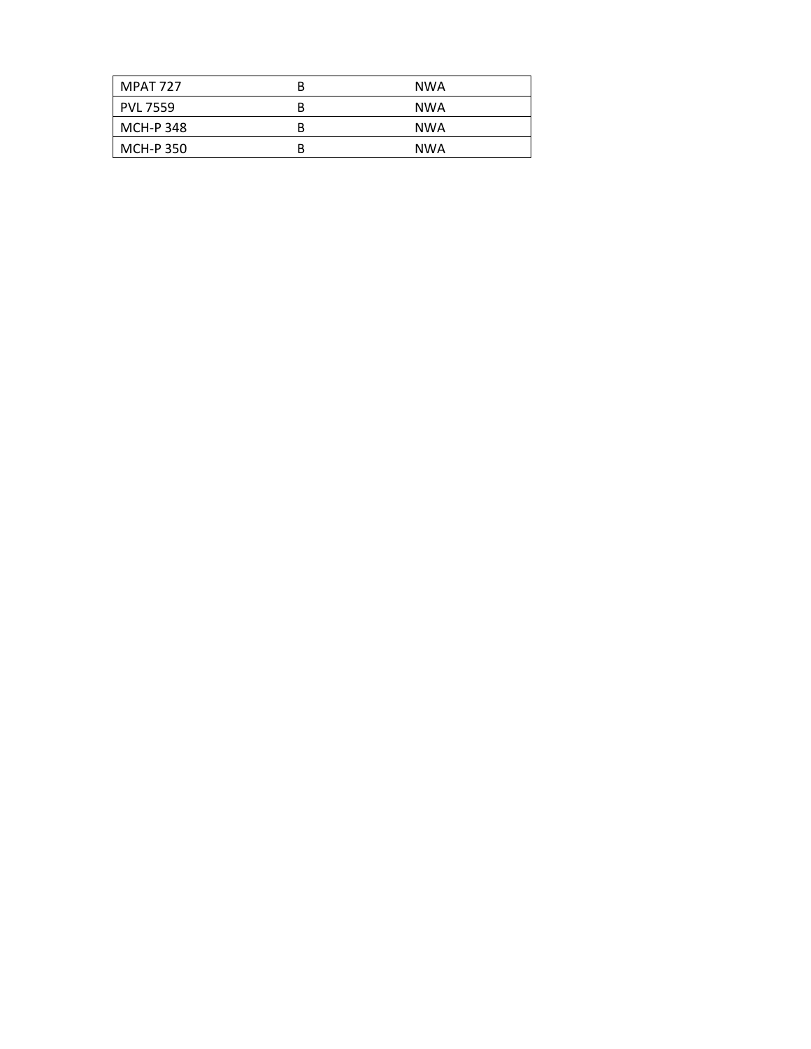| | | |
|---|---|---|
| MPAT 727 | B | NWA |
| PVL 7559 | B | NWA |
| MCH-P 348 | B | NWA |
| MCH-P 350 | B | NWA |